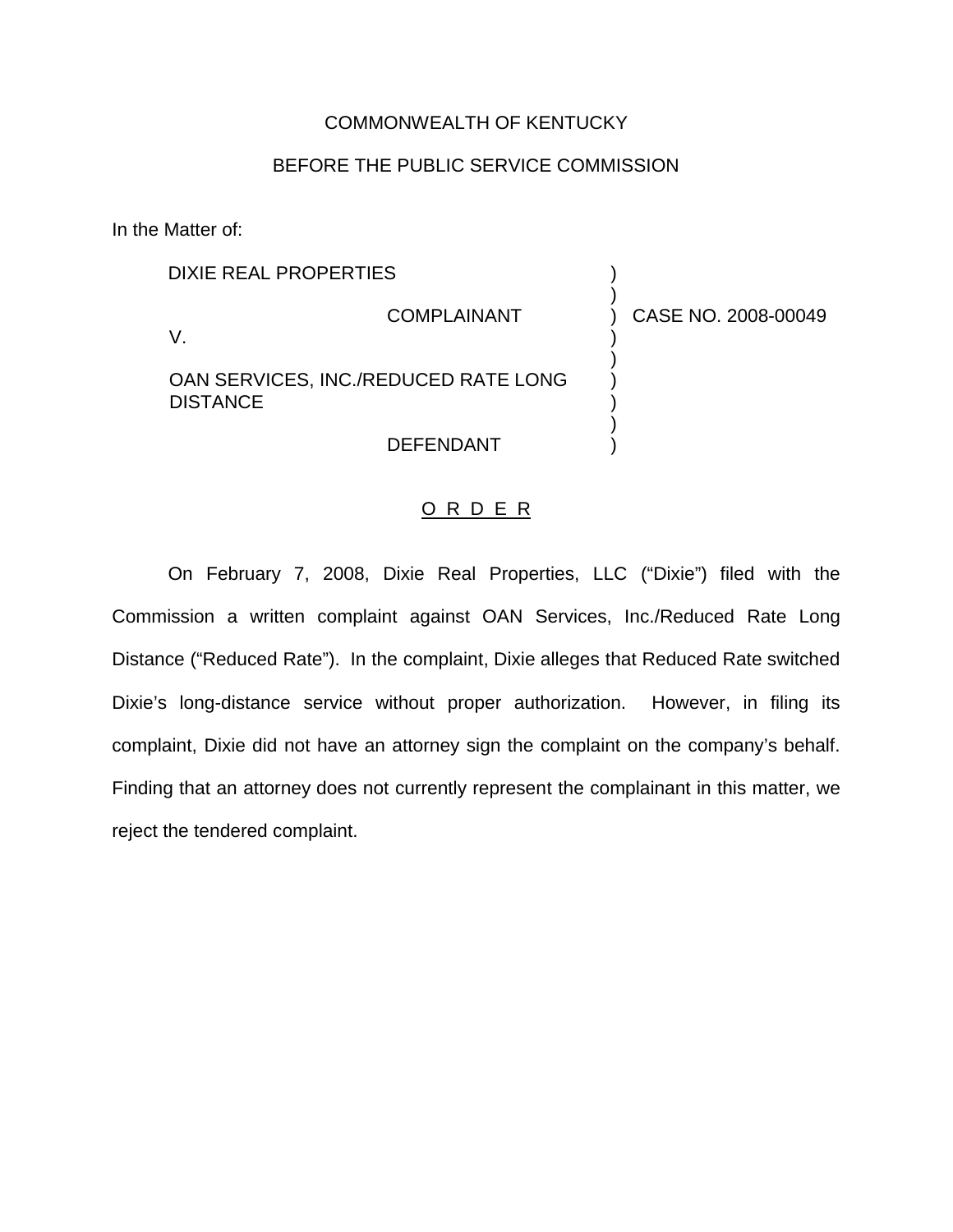COMMONWEALTH OF KENTUCKY

BEFORE THE PUBLIC SERVICE COMMISSION

In the Matter of:

| | | |
|---|---|---|
| DIXIE REAL PROPERTIES<br><br>COMPLAINANT<br>V.<br><br>OAN SERVICES, INC./REDUCED RATE LONG DISTANCE<br><br>DEFENDANT | ) | CASE NO. 2008-00049 |

O R D E R

On February 7, 2008, Dixie Real Properties, LLC ("Dixie") filed with the Commission a written complaint against OAN Services, Inc./Reduced Rate Long Distance ("Reduced Rate"). In the complaint, Dixie alleges that Reduced Rate switched Dixie's long-distance service without proper authorization. However, in filing its complaint, Dixie did not have an attorney sign the complaint on the company's behalf. Finding that an attorney does not currently represent the complainant in this matter, we reject the tendered complaint.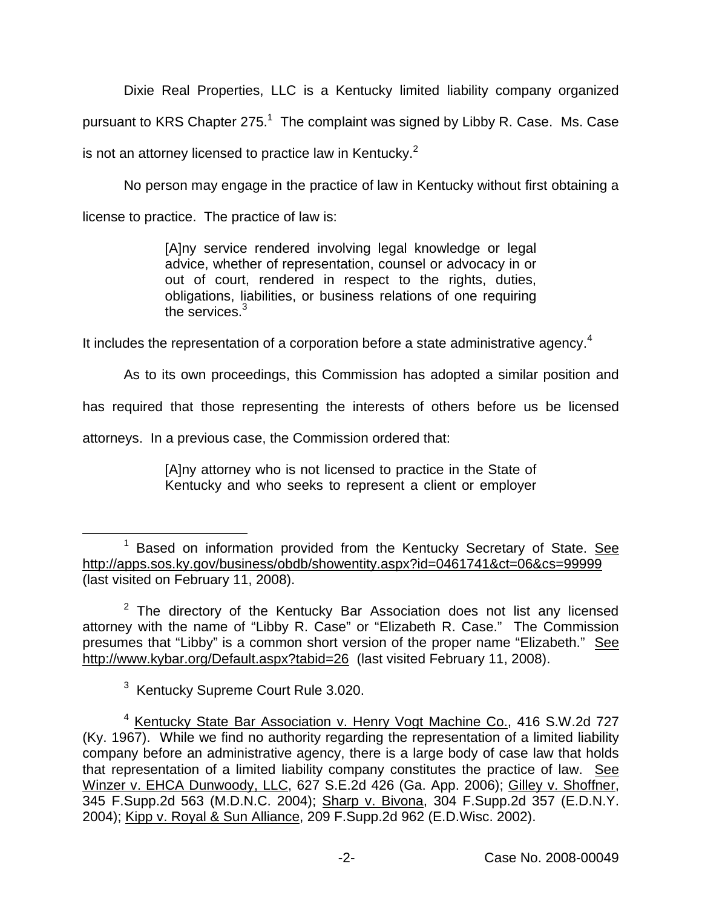Dixie Real Properties, LLC is a Kentucky limited liability company organized pursuant to KRS Chapter 275.[1] The complaint was signed by Libby R. Case. Ms. Case is not an attorney licensed to practice law in Kentucky.[2]

No person may engage in the practice of law in Kentucky without first obtaining a license to practice. The practice of law is:

> [A]ny service rendered involving legal knowledge or legal advice, whether of representation, counsel or advocacy in or out of court, rendered in respect to the rights, duties, obligations, liabilities, or business relations of one requiring the services.[3]

It includes the representation of a corporation before a state administrative agency.[4]

As to its own proceedings, this Commission has adopted a similar position and has required that those representing the interests of others before us be licensed attorneys. In a previous case, the Commission ordered that:

> [A]ny attorney who is not licensed to practice in the State of Kentucky and who seeks to represent a client or employer

---

[1] Based on information provided from the Kentucky Secretary of State. See http://apps.sos.ky.gov/business/obdb/showentity.aspx?id=0461741&ct=06&cs=99999 (last visited on February 11, 2008).

[2] The directory of the Kentucky Bar Association does not list any licensed attorney with the name of "Libby R. Case" or "Elizabeth R. Case." The Commission presumes that "Libby" is a common short version of the proper name "Elizabeth." See http://www.kybar.org/Default.aspx?tabid=26 (last visited February 11, 2008).

[3] Kentucky Supreme Court Rule 3.020.

[4] Kentucky State Bar Association v. Henry Vogt Machine Co., 416 S.W.2d 727 (Ky. 1967). While we find no authority regarding the representation of a limited liability company before an administrative agency, there is a large body of case law that holds that representation of a limited liability company constitutes the practice of law. See Winzer v. EHCA Dunwoody, LLC, 627 S.E.2d 426 (Ga. App. 2006); Gilley v. Shoffner, 345 F.Supp.2d 563 (M.D.N.C. 2004); Sharp v. Bivona, 304 F.Supp.2d 357 (E.D.N.Y. 2004); Kipp v. Royal & Sun Alliance, 209 F.Supp.2d 962 (E.D.Wisc. 2002).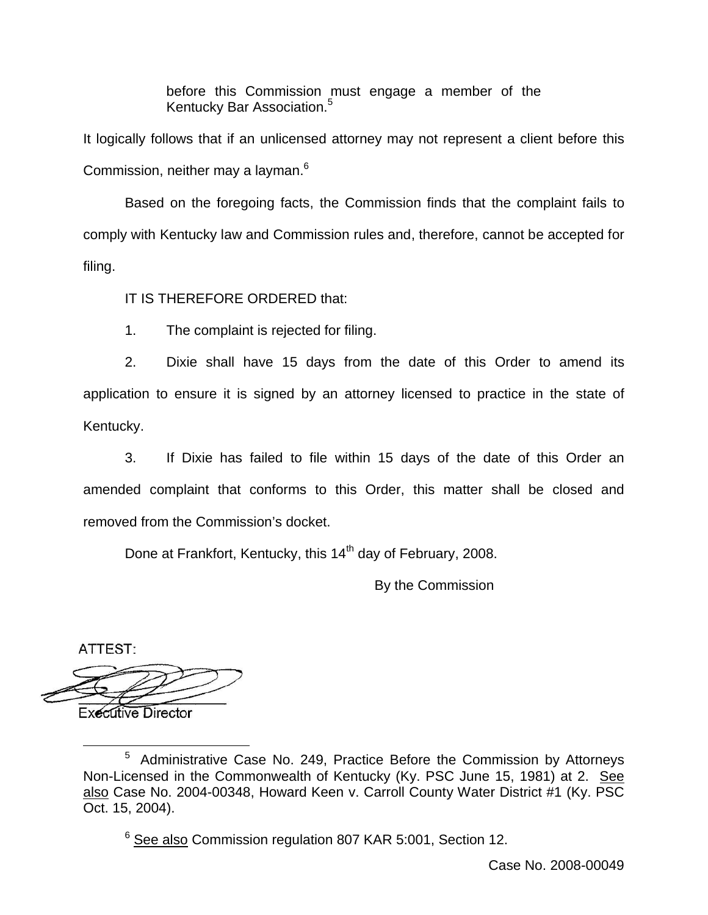before this Commission must engage a member of the Kentucky Bar Association.[5]

It logically follows that if an unlicensed attorney may not represent a client before this Commission, neither may a layman.[6]

Based on the foregoing facts, the Commission finds that the complaint fails to comply with Kentucky law and Commission rules and, therefore, cannot be accepted for filing.

IT IS THEREFORE ORDERED that:

1. The complaint is rejected for filing.

2. Dixie shall have 15 days from the date of this Order to amend its application to ensure it is signed by an attorney licensed to practice in the state of Kentucky.

3. If Dixie has failed to file within 15 days of the date of this Order an amended complaint that conforms to this Order, this matter shall be closed and removed from the Commission's docket.

Done at Frankfort, Kentucky, this 14th day of February, 2008.

By the Commission

ATTEST:

Executive Director

---

[5] Administrative Case No. 249, Practice Before the Commission by Attorneys Non-Licensed in the Commonwealth of Kentucky (Ky. PSC June 15, 1981) at 2. See also Case No. 2004-00348, Howard Keen v. Carroll County Water District #1 (Ky. PSC Oct. 15, 2004).

[6] See also Commission regulation 807 KAR 5:001, Section 12.

Case No. 2008-00049